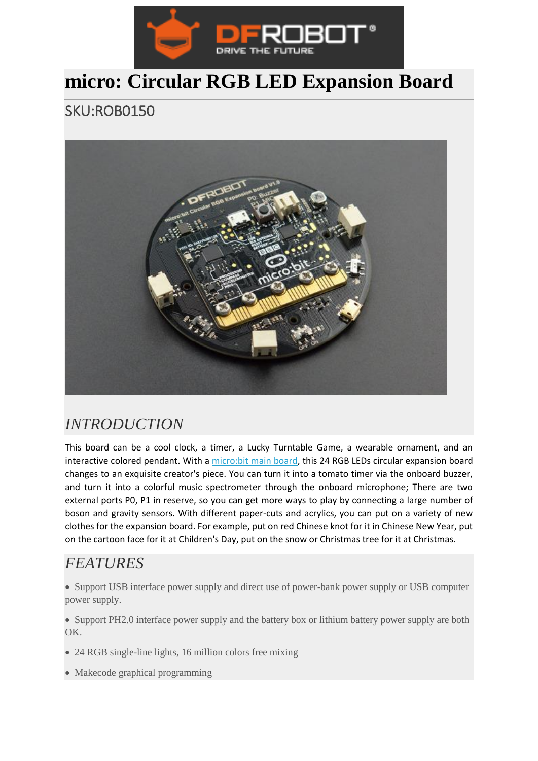# micro: Circular RGB LED Expansion Board

## SKU:ROB0150

## *INTRODUCTION*

This board can be a cool clock, a timer, a Lucky Turntable Game, a wearable ornament, and an interactive colored pendant. With a [micro:bit main board](), this 24 RGB LEDs circular expansion board changes to an exquisite creator's piece. You can turn it into a tomato timer via the onboard buzzer, and turn it into a colorful music spectrometer through the onboard microphone; There are two external ports P0, P1 in reserve, so you can get more ways to play by connecting a large number of boson and gravity sensors. With different paper-cuts and acrylics, you can put on a variety of new clothes for the expansion board. For example, put on red Chinese knot for it in Chinese New Year, put on the cartoon face for it at Children's Day, put on the snow or Christmas tree for it at Christmas.

## *FEATURES*

- Support USB interface power supply and direct use of power-bank power supply or USB computer power supply.
- Support PH2.0 interface power supply and the battery box or lithium battery power supply are both OK.
- 24 RGB single-line lights, 16 million colors free mixing
- Makecode graphical programming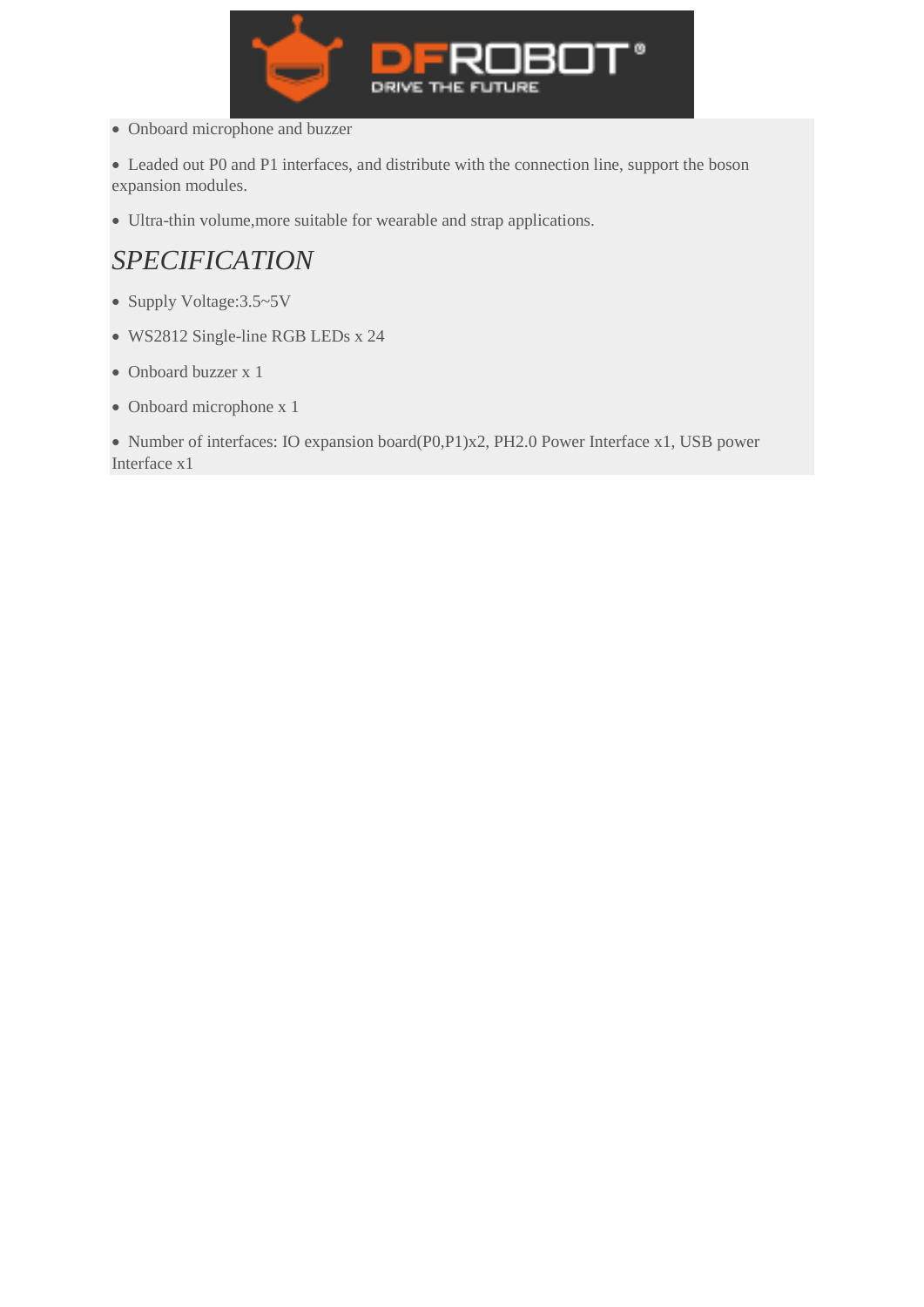- Onboard microphone and buzzer
- Leaded out P0 and P1 interfaces, and distribute with the connection line, support the boson expansion modules.
- Ultra-thin volume,more suitable for wearable and strap applications.

## *SPECIFICATION*

- Supply Voltage:3.5~5V
- WS2812 Single-line RGB LEDs x 24
- Onboard buzzer x 1
- Onboard microphone x 1
- Number of interfaces: IO expansion board(P0,P1)x2, PH2.0 Power Interface x1, USB power Interface x1